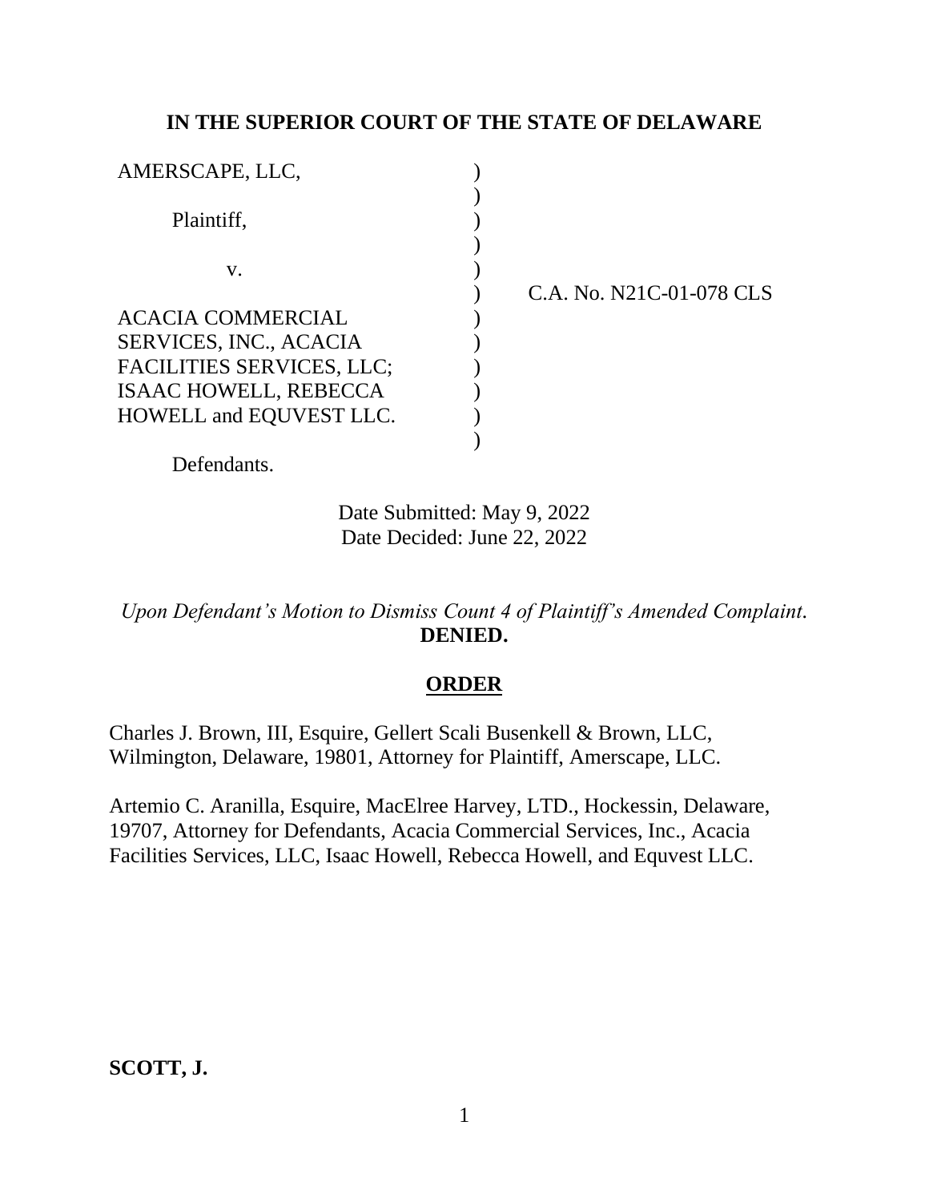**IN THE SUPERIOR COURT OF THE STATE OF DELAWARE**

AMERSCAPE, LLC,

Plaintiff,

v.

ACACIA COMMERCIAL SERVICES, INC., ACACIA FACILITIES SERVICES, LLC; ISAAC HOWELL, REBECCA HOWELL and EQUVEST LLC.

Defendants.

C.A. No. N21C-01-078 CLS

Date Submitted: May 9, 2022
Date Decided: June 22, 2022

*Upon Defendant's Motion to Dismiss Count 4 of Plaintiff's Amended Complaint.*
**DENIED.**

**ORDER**

Charles J. Brown, III, Esquire, Gellert Scali Busenkell & Brown, LLC, Wilmington, Delaware, 19801, Attorney for Plaintiff, Amerscape, LLC.

Artemio C. Aranilla, Esquire, MacElree Harvey, LTD., Hockessin, Delaware, 19707, Attorney for Defendants, Acacia Commercial Services, Inc., Acacia Facilities Services, LLC, Isaac Howell, Rebecca Howell, and Equvest LLC.

**SCOTT, J.**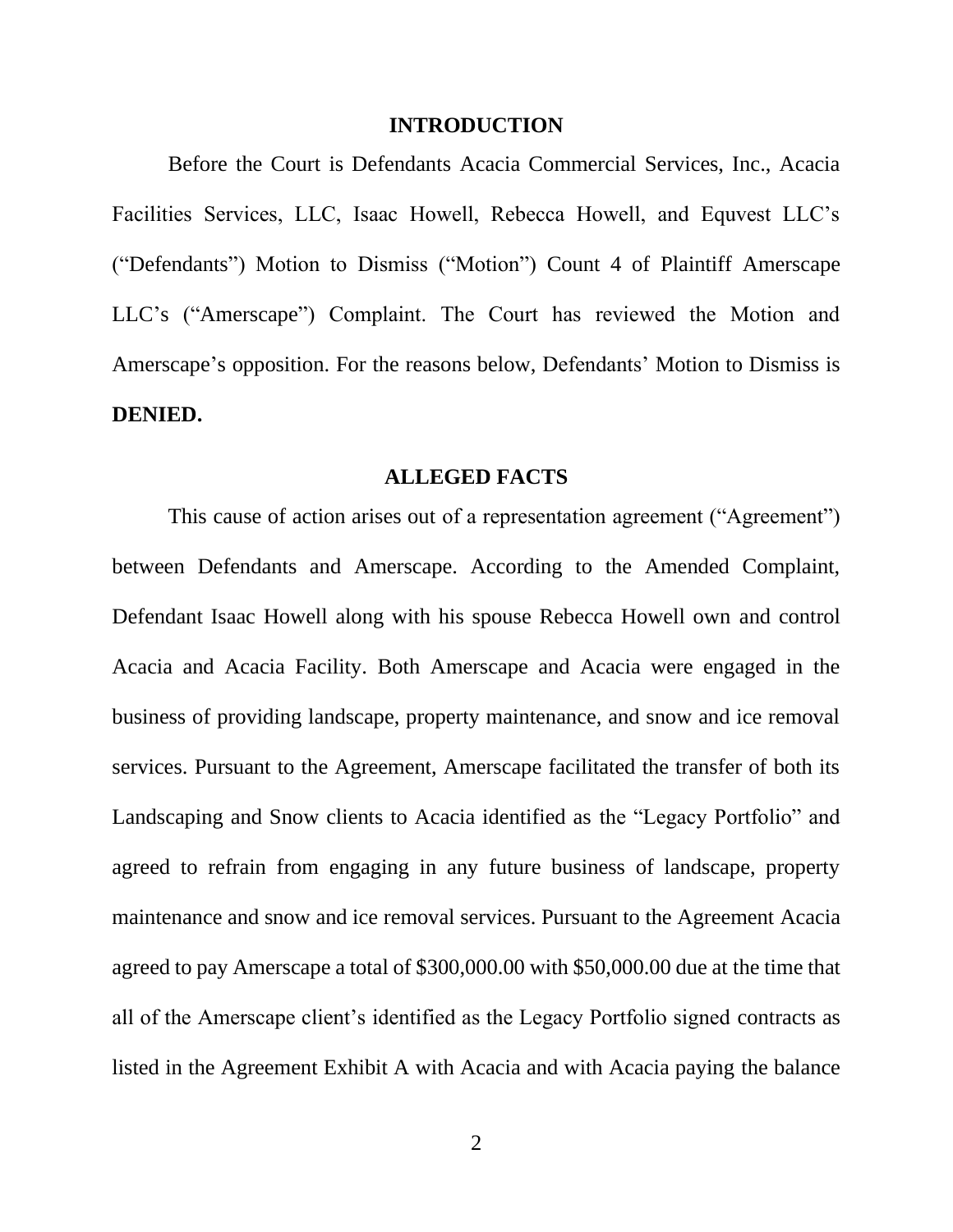## INTRODUCTION

Before the Court is Defendants Acacia Commercial Services, Inc., Acacia Facilities Services, LLC, Isaac Howell, Rebecca Howell, and Equvest LLC's ("Defendants") Motion to Dismiss ("Motion") Count 4 of Plaintiff Amerscape LLC's ("Amerscape") Complaint. The Court has reviewed the Motion and Amerscape's opposition. For the reasons below, Defendants' Motion to Dismiss is **DENIED.**

## ALLEGED FACTS

This cause of action arises out of a representation agreement ("Agreement") between Defendants and Amerscape. According to the Amended Complaint, Defendant Isaac Howell along with his spouse Rebecca Howell own and control Acacia and Acacia Facility. Both Amerscape and Acacia were engaged in the business of providing landscape, property maintenance, and snow and ice removal services. Pursuant to the Agreement, Amerscape facilitated the transfer of both its Landscaping and Snow clients to Acacia identified as the "Legacy Portfolio" and agreed to refrain from engaging in any future business of landscape, property maintenance and snow and ice removal services. Pursuant to the Agreement Acacia agreed to pay Amerscape a total of $300,000.00 with $50,000.00 due at the time that all of the Amerscape client's identified as the Legacy Portfolio signed contracts as listed in the Agreement Exhibit A with Acacia and with Acacia paying the balance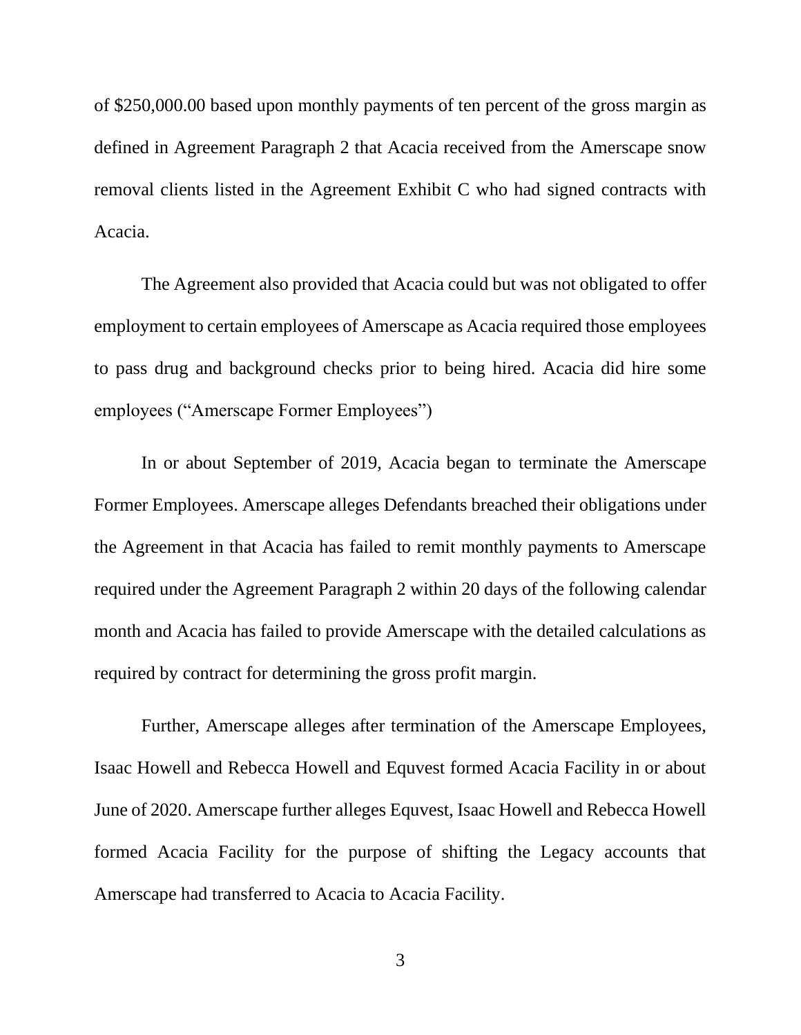of $250,000.00 based upon monthly payments of ten percent of the gross margin as defined in Agreement Paragraph 2 that Acacia received from the Amerscape snow removal clients listed in the Agreement Exhibit C who had signed contracts with Acacia.

The Agreement also provided that Acacia could but was not obligated to offer employment to certain employees of Amerscape as Acacia required those employees to pass drug and background checks prior to being hired. Acacia did hire some employees ("Amerscape Former Employees")

In or about September of 2019, Acacia began to terminate the Amerscape Former Employees. Amerscape alleges Defendants breached their obligations under the Agreement in that Acacia has failed to remit monthly payments to Amerscape required under the Agreement Paragraph 2 within 20 days of the following calendar month and Acacia has failed to provide Amerscape with the detailed calculations as required by contract for determining the gross profit margin.

Further, Amerscape alleges after termination of the Amerscape Employees, Isaac Howell and Rebecca Howell and Equvest formed Acacia Facility in or about June of 2020. Amerscape further alleges Equvest, Isaac Howell and Rebecca Howell formed Acacia Facility for the purpose of shifting the Legacy accounts that Amerscape had transferred to Acacia to Acacia Facility.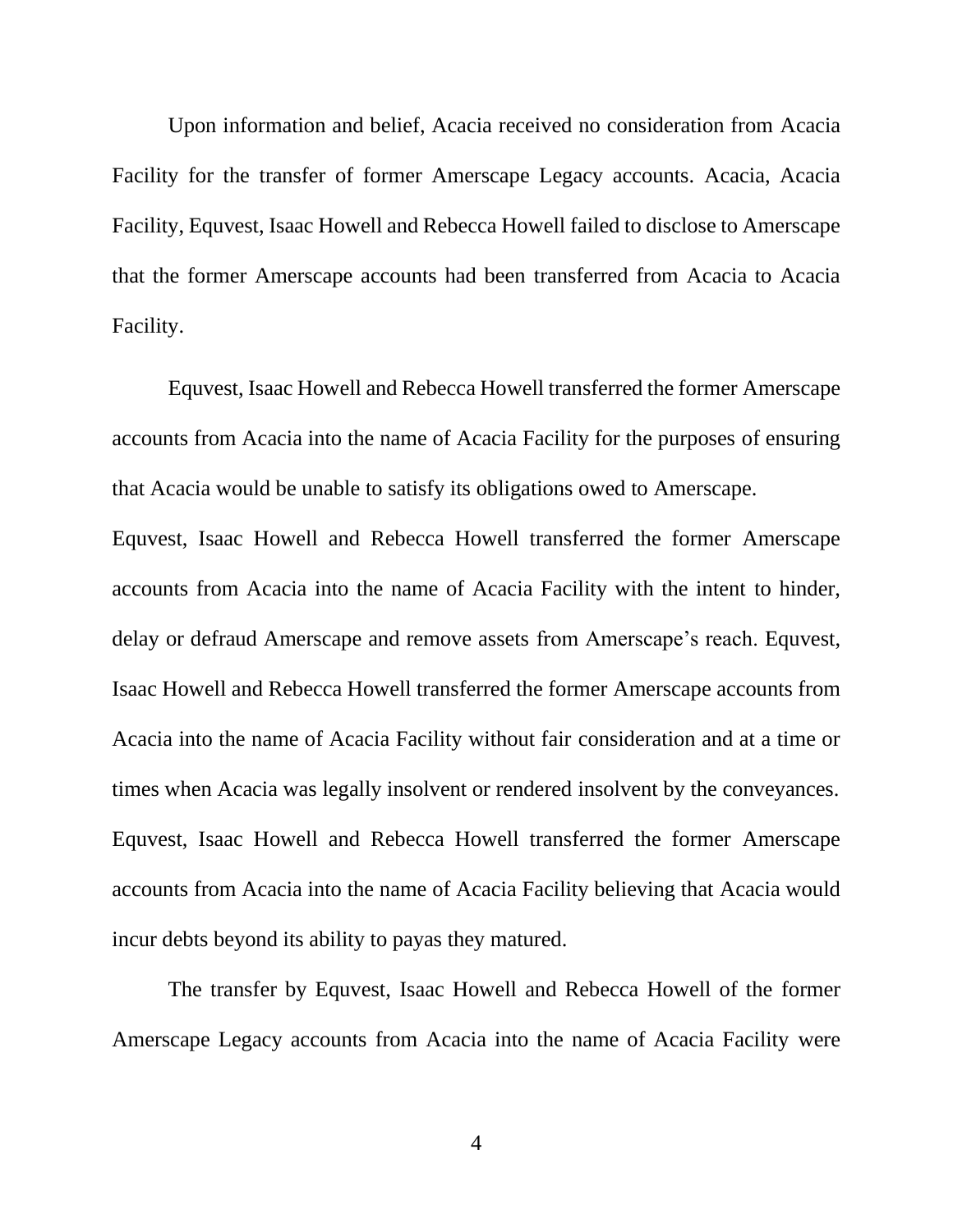Upon information and belief, Acacia received no consideration from Acacia Facility for the transfer of former Amerscape Legacy accounts. Acacia, Acacia Facility, Equvest, Isaac Howell and Rebecca Howell failed to disclose to Amerscape that the former Amerscape accounts had been transferred from Acacia to Acacia Facility.

Equvest, Isaac Howell and Rebecca Howell transferred the former Amerscape accounts from Acacia into the name of Acacia Facility for the purposes of ensuring that Acacia would be unable to satisfy its obligations owed to Amerscape.

Equvest, Isaac Howell and Rebecca Howell transferred the former Amerscape accounts from Acacia into the name of Acacia Facility with the intent to hinder, delay or defraud Amerscape and remove assets from Amerscape's reach. Equvest, Isaac Howell and Rebecca Howell transferred the former Amerscape accounts from Acacia into the name of Acacia Facility without fair consideration and at a time or times when Acacia was legally insolvent or rendered insolvent by the conveyances. Equvest, Isaac Howell and Rebecca Howell transferred the former Amerscape accounts from Acacia into the name of Acacia Facility believing that Acacia would incur debts beyond its ability to payas they matured.

The transfer by Equvest, Isaac Howell and Rebecca Howell of the former Amerscape Legacy accounts from Acacia into the name of Acacia Facility were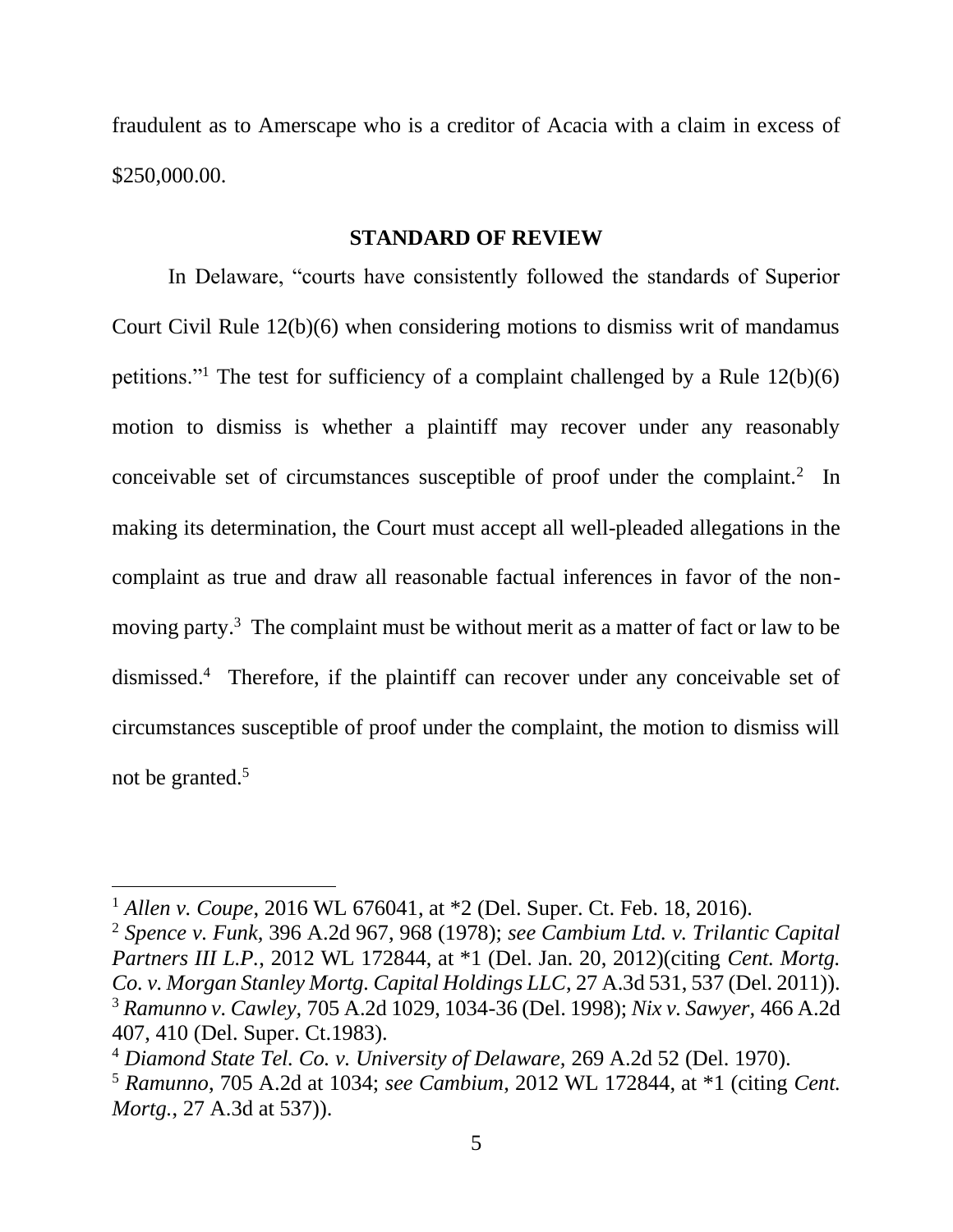fraudulent as to Amerscape who is a creditor of Acacia with a claim in excess of $250,000.00.

## STANDARD OF REVIEW

In Delaware, "courts have consistently followed the standards of Superior Court Civil Rule 12(b)(6) when considering motions to dismiss writ of mandamus petitions."[1] The test for sufficiency of a complaint challenged by a Rule 12(b)(6) motion to dismiss is whether a plaintiff may recover under any reasonably conceivable set of circumstances susceptible of proof under the complaint.[2] In making its determination, the Court must accept all well-pleaded allegations in the complaint as true and draw all reasonable factual inferences in favor of the non-moving party.[3] The complaint must be without merit as a matter of fact or law to be dismissed.[4] Therefore, if the plaintiff can recover under any conceivable set of circumstances susceptible of proof under the complaint, the motion to dismiss will not be granted.[5]

---

[1] *Allen v. Coupe*, 2016 WL 676041, at *2 (Del. Super. Ct. Feb. 18, 2016).

[2] *Spence v. Funk,* 396 A.2d 967, 968 (1978); *see Cambium Ltd. v. Trilantic Capital Partners III L.P.*, 2012 WL 172844, at *1 (Del. Jan. 20, 2012)(citing *Cent. Mortg. Co. v. Morgan Stanley Mortg. Capital Holdings LLC*, 27 A.3d 531, 537 (Del. 2011)).

[3] *Ramunno v. Cawley,* 705 A.2d 1029, 1034-36 (Del. 1998); *Nix v. Sawyer,* 466 A.2d 407, 410 (Del. Super. Ct.1983).

[4] *Diamond State Tel. Co. v. University of Delaware,* 269 A.2d 52 (Del. 1970).

[5] *Ramunno*, 705 A.2d at 1034; *see Cambium*, 2012 WL 172844, at *1 (citing *Cent. Mortg.*, 27 A.3d at 537)).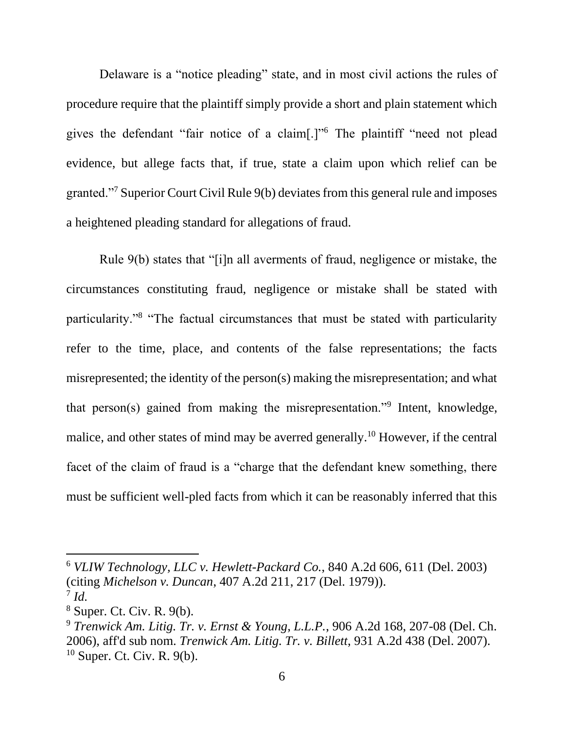Delaware is a "notice pleading" state, and in most civil actions the rules of procedure require that the plaintiff simply provide a short and plain statement which gives the defendant "fair notice of a claim[.]"[6] The plaintiff "need not plead evidence, but allege facts that, if true, state a claim upon which relief can be granted."[7] Superior Court Civil Rule 9(b) deviates from this general rule and imposes a heightened pleading standard for allegations of fraud.

Rule 9(b) states that "[i]n all averments of fraud, negligence or mistake, the circumstances constituting fraud, negligence or mistake shall be stated with particularity."[8] "The factual circumstances that must be stated with particularity refer to the time, place, and contents of the false representations; the facts misrepresented; the identity of the person(s) making the misrepresentation; and what that person(s) gained from making the misrepresentation."[9] Intent, knowledge, malice, and other states of mind may be averred generally.[10] However, if the central facet of the claim of fraud is a "charge that the defendant knew something, there must be sufficient well-pled facts from which it can be reasonably inferred that this

---

[6] *VLIW Technology, LLC v. Hewlett-Packard Co.*, 840 A.2d 606, 611 (Del. 2003) (citing *Michelson v. Duncan*, 407 A.2d 211, 217 (Del. 1979)).

[7] *Id.*

[8] Super. Ct. Civ. R. 9(b).

[9] *Trenwick Am. Litig. Tr. v. Ernst & Young, L.L.P.*, 906 A.2d 168, 207-08 (Del. Ch. 2006), aff'd sub nom. *Trenwick Am. Litig. Tr. v. Billett*, 931 A.2d 438 (Del. 2007).

[10] Super. Ct. Civ. R. 9(b).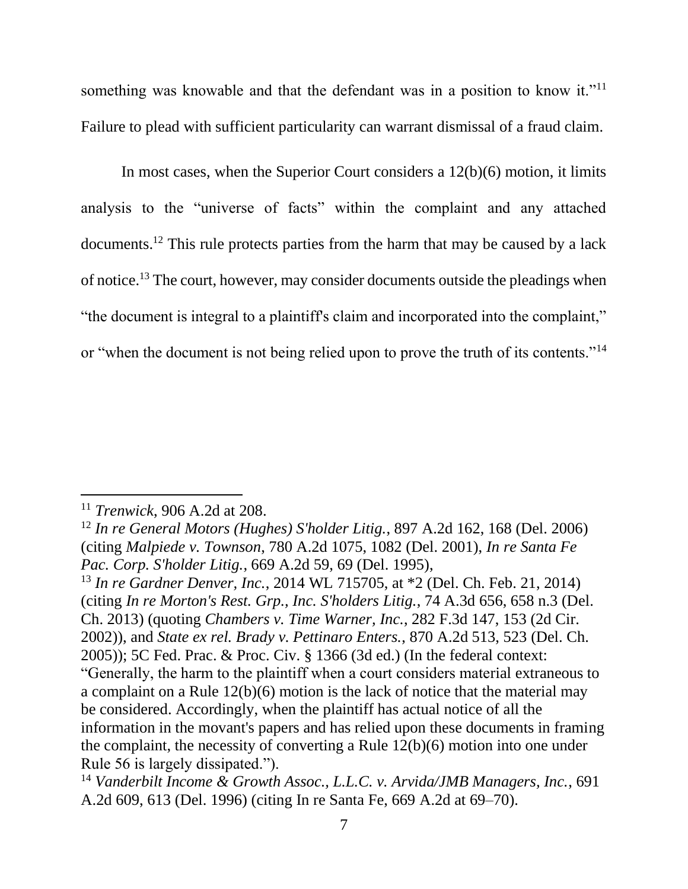something was knowable and that the defendant was in a position to know it."[11] Failure to plead with sufficient particularity can warrant dismissal of a fraud claim.

In most cases, when the Superior Court considers a 12(b)(6) motion, it limits analysis to the "universe of facts" within the complaint and any attached documents.[12] This rule protects parties from the harm that may be caused by a lack of notice.[13] The court, however, may consider documents outside the pleadings when "the document is integral to a plaintiff's claim and incorporated into the complaint," or "when the document is not being relied upon to prove the truth of its contents."[14]

---

[11] *Trenwick*, 906 A.2d at 208.

[12] *In re General Motors (Hughes) S'holder Litig.*, 897 A.2d 162, 168 (Del. 2006) (citing *Malpiede v. Townson*, 780 A.2d 1075, 1082 (Del. 2001), *In re Santa Fe Pac. Corp. S'holder Litig.*, 669 A.2d 59, 69 (Del. 1995),

[13] *In re Gardner Denver, Inc.*, 2014 WL 715705, at *2 (Del. Ch. Feb. 21, 2014) (citing *In re Morton's Rest. Grp., Inc. S'holders Litig.*, 74 A.3d 656, 658 n.3 (Del. Ch. 2013) (quoting *Chambers v. Time Warner, Inc.*, 282 F.3d 147, 153 (2d Cir. 2002)), and *State ex rel. Brady v. Pettinaro Enters.*, 870 A.2d 513, 523 (Del. Ch. 2005)); 5C Fed. Prac. & Proc. Civ. § 1366 (3d ed.) (In the federal context: "Generally, the harm to the plaintiff when a court considers material extraneous to a complaint on a Rule 12(b)(6) motion is the lack of notice that the material may be considered. Accordingly, when the plaintiff has actual notice of all the information in the movant's papers and has relied upon these documents in framing the complaint, the necessity of converting a Rule 12(b)(6) motion into one under Rule 56 is largely dissipated.").

[14] *Vanderbilt Income & Growth Assoc., L.L.C. v. Arvida/JMB Managers, Inc.*, 691 A.2d 609, 613 (Del. 1996) (citing In re Santa Fe, 669 A.2d at 69–70).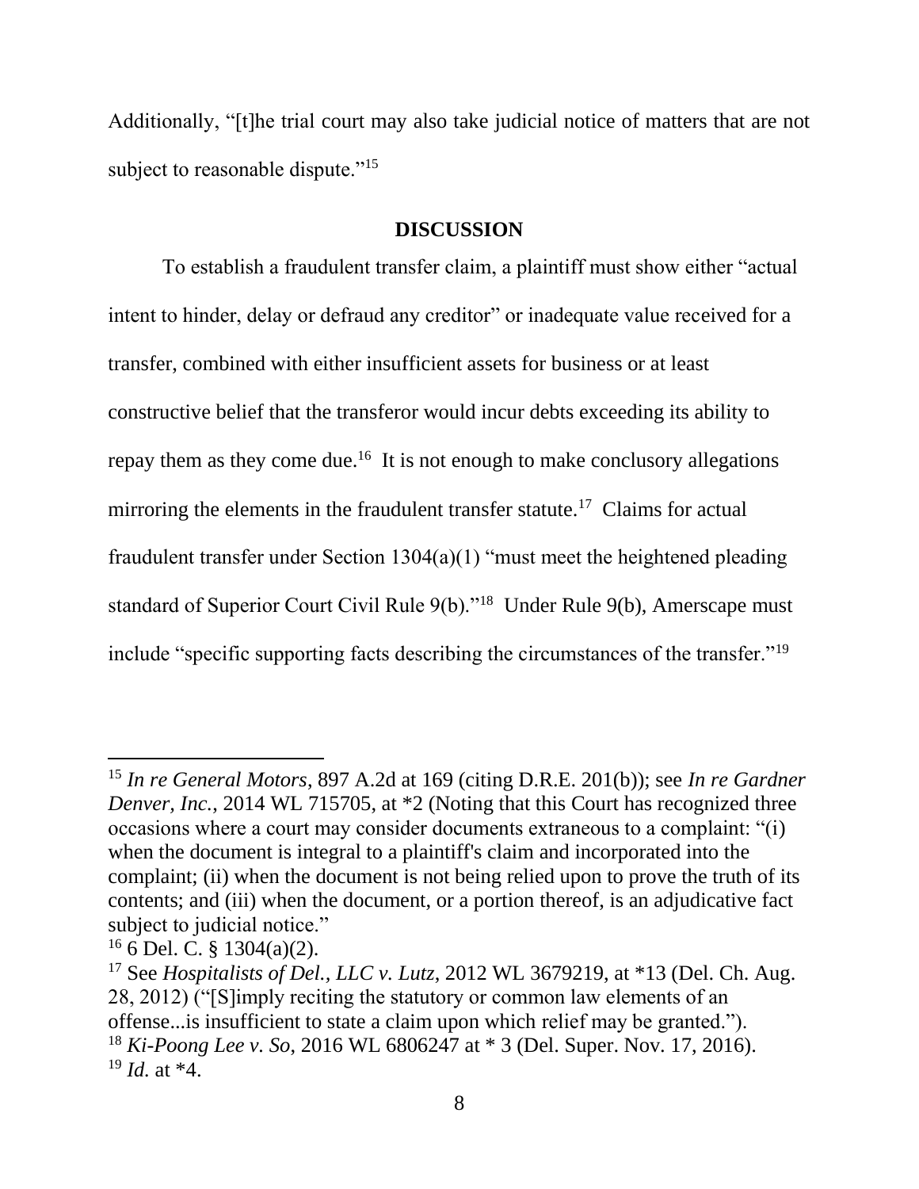Additionally, "[t]he trial court may also take judicial notice of matters that are not subject to reasonable dispute."[15]

## DISCUSSION

To establish a fraudulent transfer claim, a plaintiff must show either "actual intent to hinder, delay or defraud any creditor" or inadequate value received for a transfer, combined with either insufficient assets for business or at least constructive belief that the transferor would incur debts exceeding its ability to repay them as they come due.[16] It is not enough to make conclusory allegations mirroring the elements in the fraudulent transfer statute.[17] Claims for actual fraudulent transfer under Section 1304(a)(1) "must meet the heightened pleading standard of Superior Court Civil Rule 9(b)."[18] Under Rule 9(b), Amerscape must include "specific supporting facts describing the circumstances of the transfer."[19]

---

[15] *In re General Motors*, 897 A.2d at 169 (citing D.R.E. 201(b)); see *In re Gardner Denver, Inc.*, 2014 WL 715705, at *2 (Noting that this Court has recognized three occasions where a court may consider documents extraneous to a complaint: "(i) when the document is integral to a plaintiff's claim and incorporated into the complaint; (ii) when the document is not being relied upon to prove the truth of its contents; and (iii) when the document, or a portion thereof, is an adjudicative fact subject to judicial notice."

[16] 6 Del. C. § 1304(a)(2).

[17] See *Hospitalists of Del., LLC v. Lutz*, 2012 WL 3679219, at *13 (Del. Ch. Aug. 28, 2012) ("[S]imply reciting the statutory or common law elements of an offense...is insufficient to state a claim upon which relief may be granted.").

[18] *Ki-Poong Lee v. So*, 2016 WL 6806247 at * 3 (Del. Super. Nov. 17, 2016).

[19] *Id.* at *4.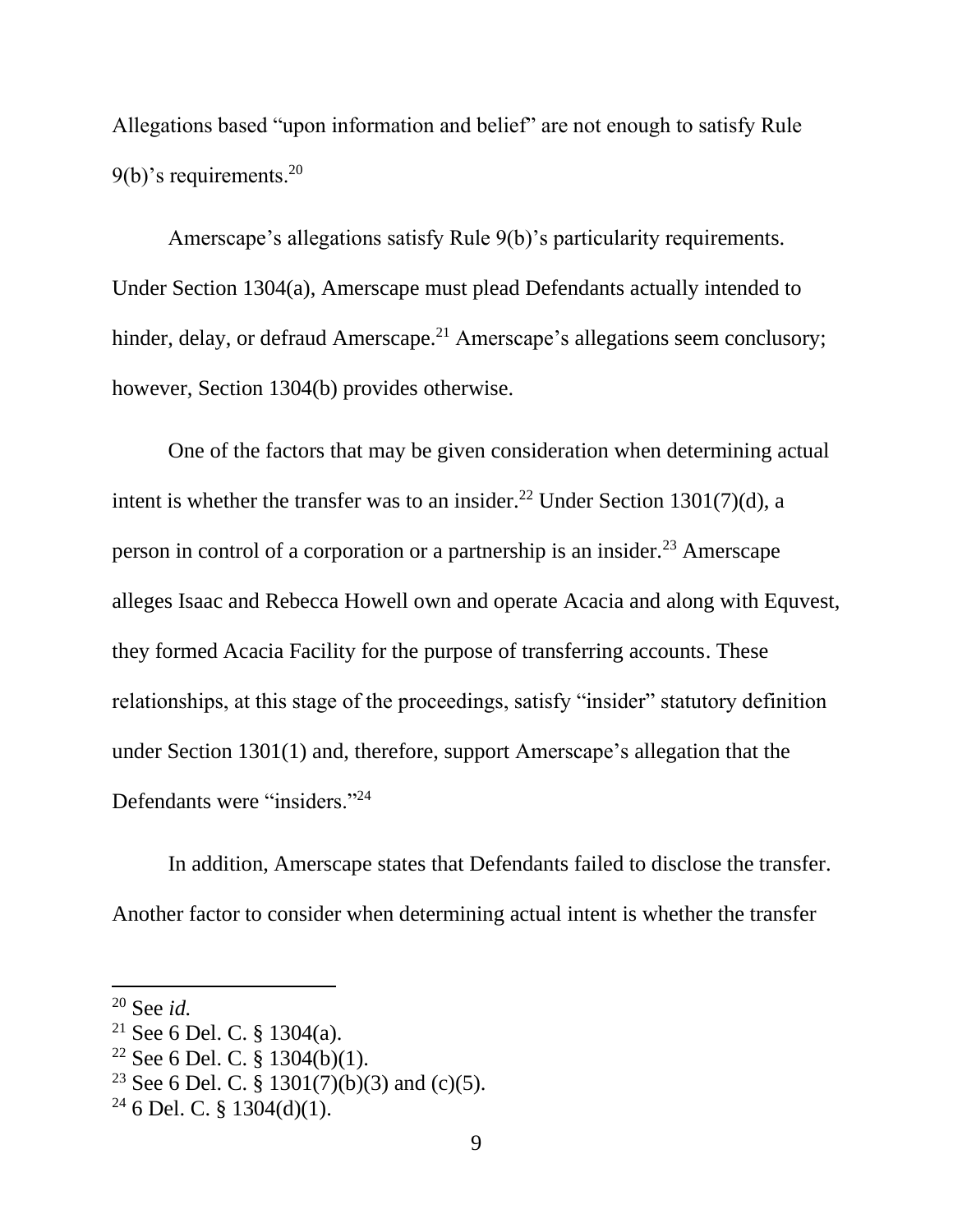Allegations based "upon information and belief" are not enough to satisfy Rule 9(b)'s requirements.[20]

Amerscape's allegations satisfy Rule 9(b)'s particularity requirements. Under Section 1304(a), Amerscape must plead Defendants actually intended to hinder, delay, or defraud Amerscape.[21] Amerscape's allegations seem conclusory; however, Section 1304(b) provides otherwise.

One of the factors that may be given consideration when determining actual intent is whether the transfer was to an insider.[22] Under Section 1301(7)(d), a person in control of a corporation or a partnership is an insider.[23] Amerscape alleges Isaac and Rebecca Howell own and operate Acacia and along with Equvest, they formed Acacia Facility for the purpose of transferring accounts. These relationships, at this stage of the proceedings, satisfy "insider" statutory definition under Section 1301(1) and, therefore, support Amerscape's allegation that the Defendants were "insiders."[24]

In addition, Amerscape states that Defendants failed to disclose the transfer. Another factor to consider when determining actual intent is whether the transfer

---

[20] See *id.*

[21] See 6 Del. C. § 1304(a).

[22] See 6 Del. C. § 1304(b)(1).

[23] See 6 Del. C. § 1301(7)(b)(3) and (c)(5).

[24] 6 Del. C. § 1304(d)(1).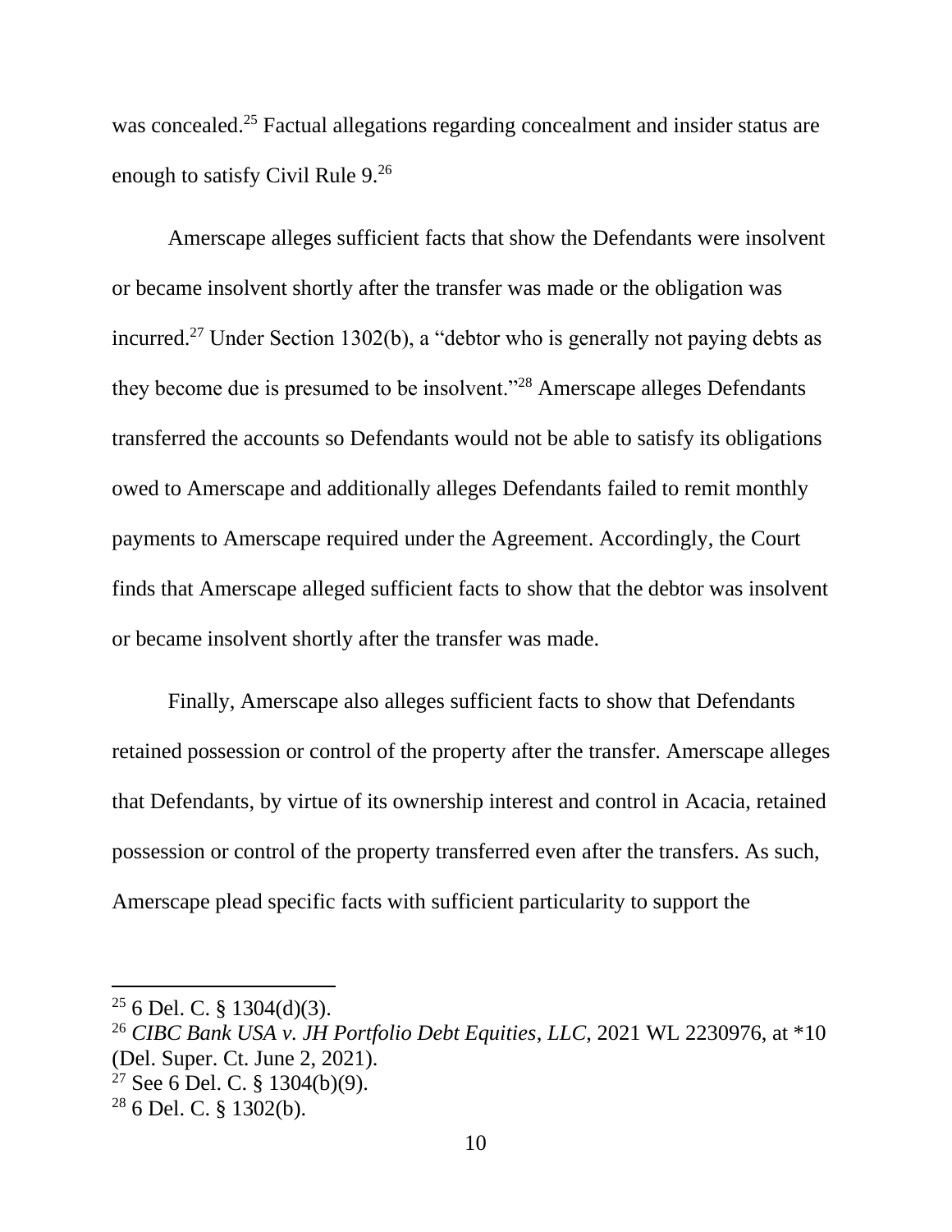was concealed.[25] Factual allegations regarding concealment and insider status are enough to satisfy Civil Rule 9.[26]

Amerscape alleges sufficient facts that show the Defendants were insolvent or became insolvent shortly after the transfer was made or the obligation was incurred.[27] Under Section 1302(b), a "debtor who is generally not paying debts as they become due is presumed to be insolvent."[28] Amerscape alleges Defendants transferred the accounts so Defendants would not be able to satisfy its obligations owed to Amerscape and additionally alleges Defendants failed to remit monthly payments to Amerscape required under the Agreement. Accordingly, the Court finds that Amerscape alleged sufficient facts to show that the debtor was insolvent or became insolvent shortly after the transfer was made.

Finally, Amerscape also alleges sufficient facts to show that Defendants retained possession or control of the property after the transfer. Amerscape alleges that Defendants, by virtue of its ownership interest and control in Acacia, retained possession or control of the property transferred even after the transfers. As such, Amerscape plead specific facts with sufficient particularity to support the

---

[25] 6 Del. C. § 1304(d)(3).

[26] *CIBC Bank USA v. JH Portfolio Debt Equities, LLC*, 2021 WL 2230976, at *10 (Del. Super. Ct. June 2, 2021).

[27] See 6 Del. C. § 1304(b)(9).

[28] 6 Del. C. § 1302(b).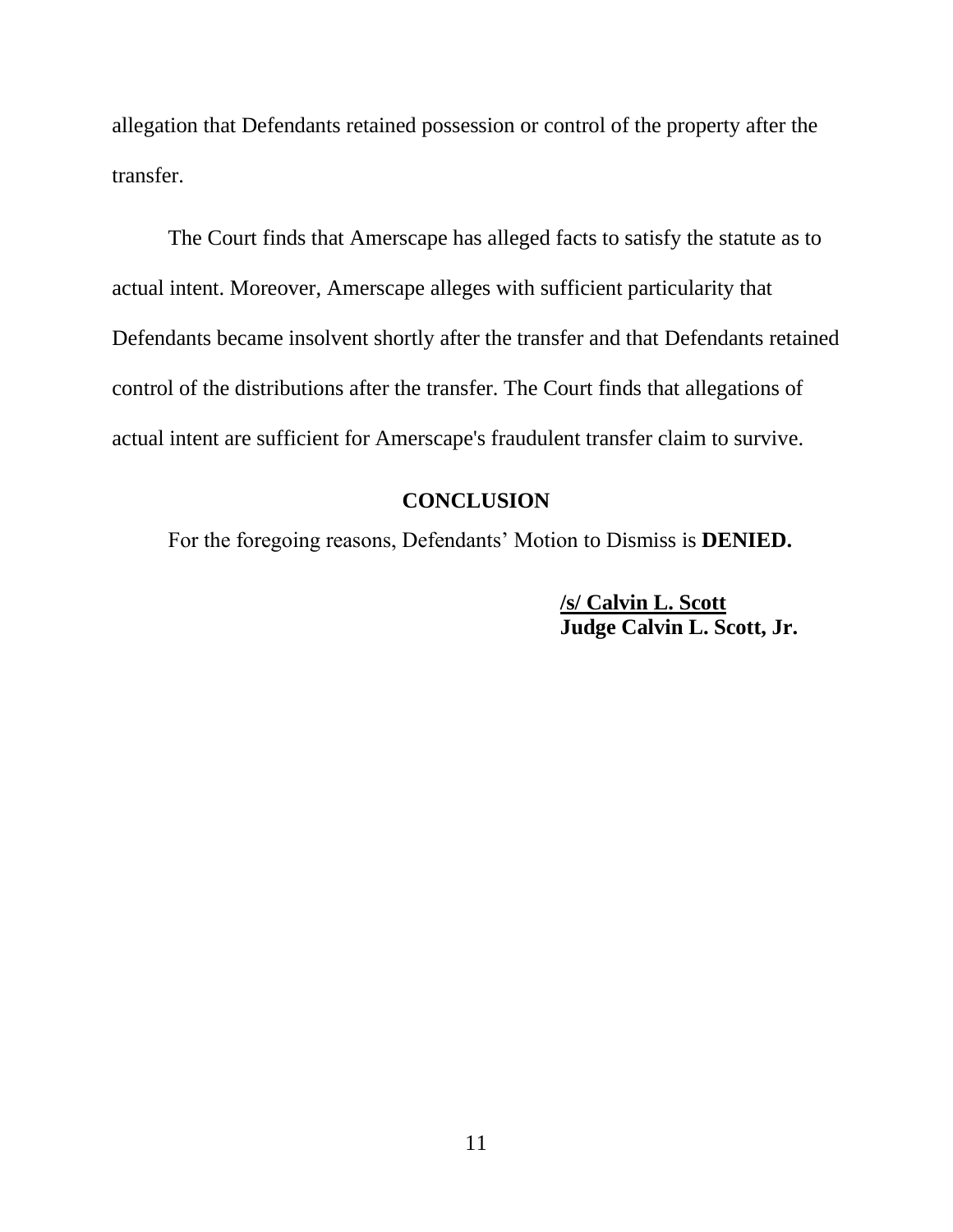allegation that Defendants retained possession or control of the property after the transfer.

The Court finds that Amerscape has alleged facts to satisfy the statute as to actual intent. Moreover, Amerscape alleges with sufficient particularity that Defendants became insolvent shortly after the transfer and that Defendants retained control of the distributions after the transfer. The Court finds that allegations of actual intent are sufficient for Amerscape's fraudulent transfer claim to survive.

## CONCLUSION

For the foregoing reasons, Defendants' Motion to Dismiss is **DENIED.**

**/s/ Calvin L. Scott**
**Judge Calvin L. Scott, Jr.**